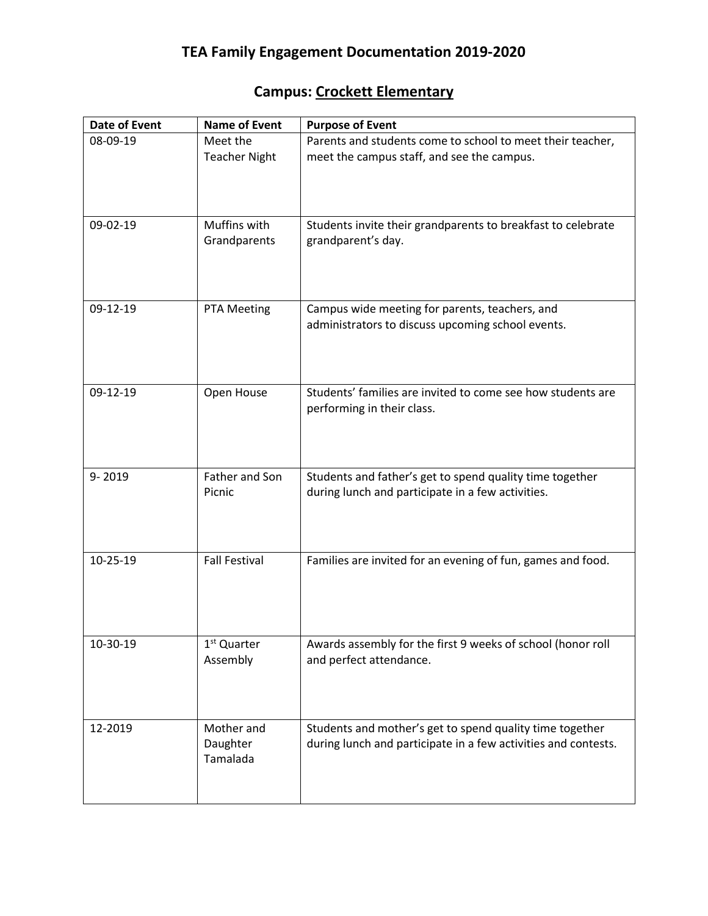# TEA Family Engagement Documentation 2019-2020

## Campus: Crockett Elementary

| Date of Event | Name of Event | Purpose of Event |
|---|---|---|
| 08-09-19 | Meet the Teacher Night | Parents and students come to school to meet their teacher, meet the campus staff, and see the campus. |
| 09-02-19 | Muffins with Grandparents | Students invite their grandparents to breakfast to celebrate grandparent's day. |
| 09-12-19 | PTA Meeting | Campus wide meeting for parents, teachers, and administrators to discuss upcoming school events. |
| 09-12-19 | Open House | Students' families are invited to come see how students are performing in their class. |
| 9- 2019 | Father and Son Picnic | Students and father's get to spend quality time together during lunch and participate in a few activities. |
| 10-25-19 | Fall Festival | Families are invited for an evening of fun, games and food. |
| 10-30-19 | 1st Quarter Assembly | Awards assembly for the first 9 weeks of school (honor roll and perfect attendance. |
| 12-2019 | Mother and Daughter Tamalada | Students and mother's get to spend quality time together during lunch and participate in a few activities and contests. |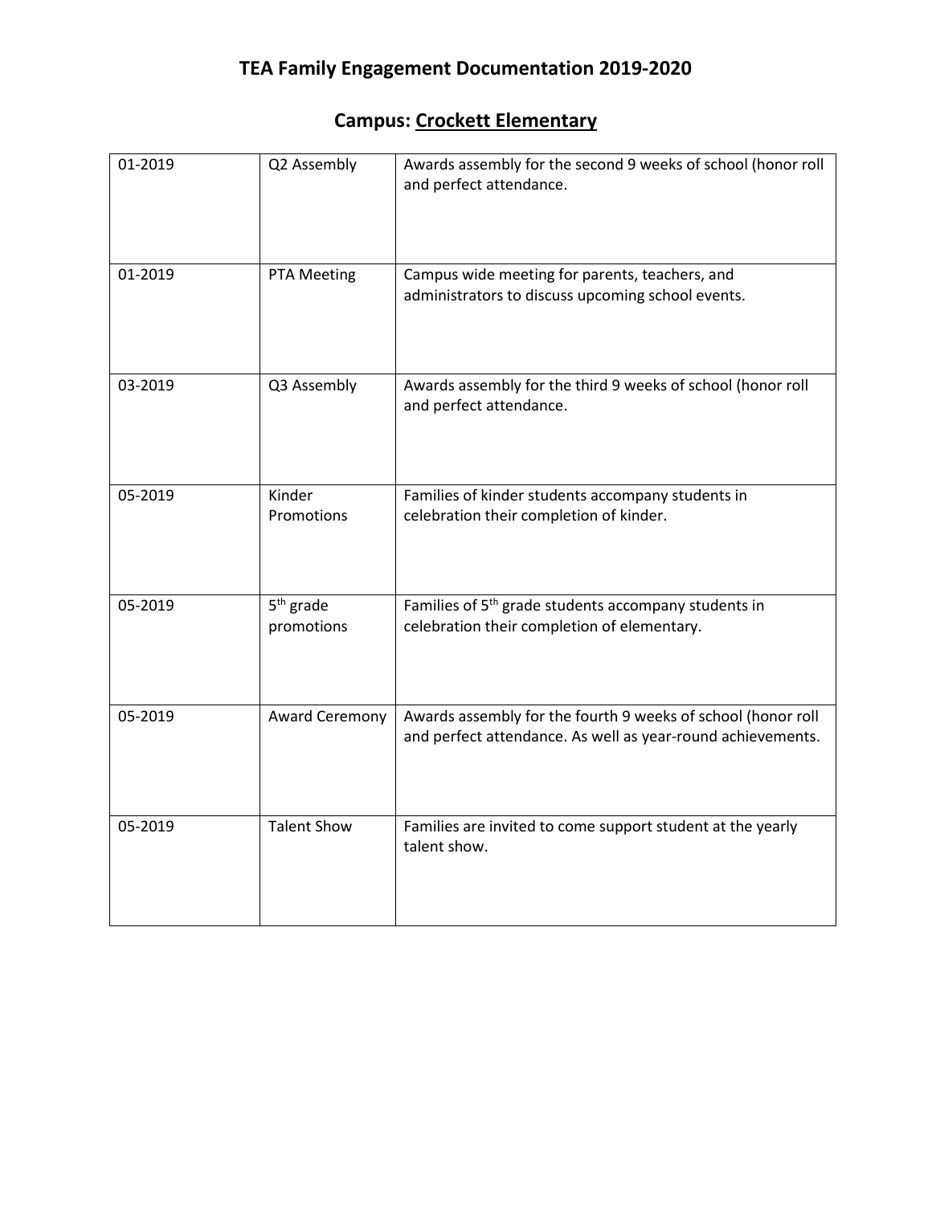# TEA Family Engagement Documentation 2019-2020

## Campus: Crockett Elementary

| | | |
|---|---|---|
| 01-2019 | Q2 Assembly | Awards assembly for the second 9 weeks of school (honor roll and perfect attendance. |
| 01-2019 | PTA Meeting | Campus wide meeting for parents, teachers, and administrators to discuss upcoming school events. |
| 03-2019 | Q3 Assembly | Awards assembly for the third 9 weeks of school (honor roll and perfect attendance. |
| 05-2019 | Kinder Promotions | Families of kinder students accompany students in celebration their completion of kinder. |
| 05-2019 | 5th grade promotions | Families of 5th grade students accompany students in celebration their completion of elementary. |
| 05-2019 | Award Ceremony | Awards assembly for the fourth 9 weeks of school (honor roll and perfect attendance. As well as year-round achievements. |
| 05-2019 | Talent Show | Families are invited to come support student at the yearly talent show. |